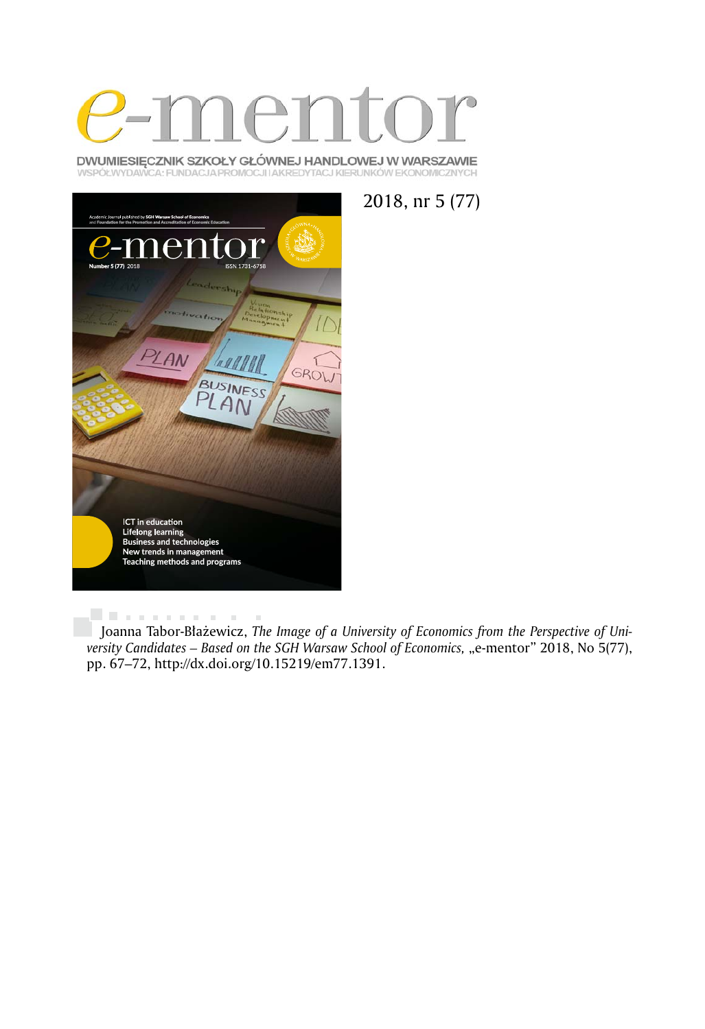# e-mentor

DWUMIESIĘCZNIK SZKOŁY GŁÓWNEJ HANDLOWEJ W WARSZAWIE
WSPÓŁWYDAWCA: FUNDACJA PROMOCJI I AKREDYTACJ KIERUNKÓW EKONOMICZNYCH

2018, nr 5 (77)

Joanna Tabor-Błażewicz, *The Image of a University of Economics from the Perspective of University Candidates – Based on the SGH Warsaw School of Economics,* „e-mentor" 2018, No 5(77), pp. 67–72, http://dx.doi.org/10.15219/em77.1391.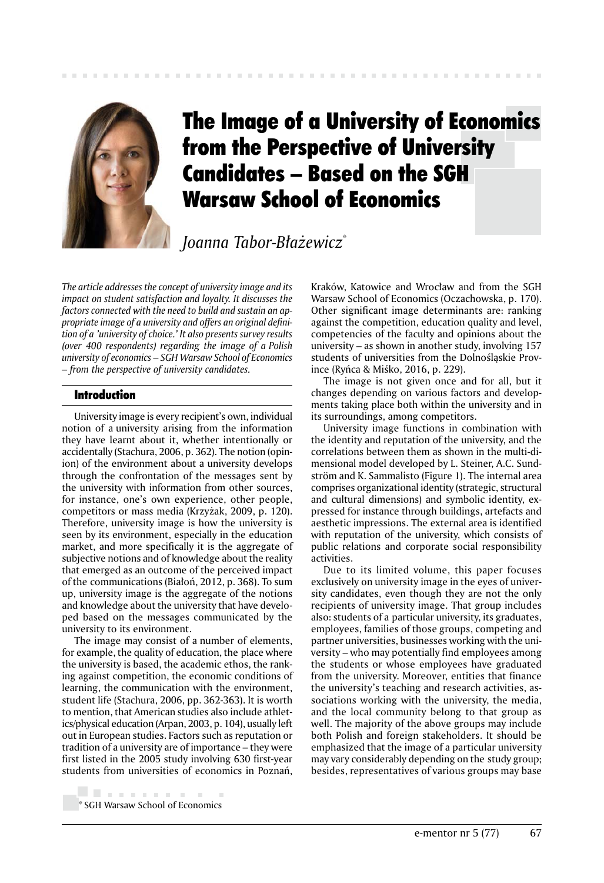# The Image of a University of Economics from the Perspective of University Candidates – Based on the SGH Warsaw School of Economics

*Joanna Tabor-Błażewicz*[*]

*The article addresses the concept of university image and its impact on student satisfaction and loyalty. It discusses the factors connected with the need to build and sustain an appropriate image of a university and offers an original definition of a 'university of choice.' It also presents survey results (over 400 respondents) regarding the image of a Polish university of economics – SGH Warsaw School of Economics – from the perspective of university candidates.*

## Introduction

University image is every recipient's own, individual notion of a university arising from the information they have learnt about it, whether intentionally or accidentally (Stachura, 2006, p. 362). The notion (opinion) of the environment about a university develops through the confrontation of the messages sent by the university with information from other sources, for instance, one's own experience, other people, competitors or mass media (Krzyżak, 2009, p. 120). Therefore, university image is how the university is seen by its environment, especially in the education market, and more specifically it is the aggregate of subjective notions and of knowledge about the reality that emerged as an outcome of the perceived impact of the communications (Białoń, 2012, p. 368). To sum up, university image is the aggregate of the notions and knowledge about the university that have developed based on the messages communicated by the university to its environment.

The image may consist of a number of elements, for example, the quality of education, the place where the university is based, the academic ethos, the ranking against competition, the economic conditions of learning, the communication with the environment, student life (Stachura, 2006, pp. 362-363). It is worth to mention, that American studies also include athletics/physical education (Arpan, 2003, p. 104), usually left out in European studies. Factors such as reputation or tradition of a university are of importance – they were first listed in the 2005 study involving 630 first-year students from universities of economics in Poznań, Kraków, Katowice and Wrocław and from the SGH Warsaw School of Economics (Oczachowska, p. 170). Other significant image determinants are: ranking against the competition, education quality and level, competencies of the faculty and opinions about the university – as shown in another study, involving 157 students of universities from the Dolnośląskie Province (Ryńca & Miśko, 2016, p. 229).

The image is not given once and for all, but it changes depending on various factors and developments taking place both within the university and in its surroundings, among competitors.

University image functions in combination with the identity and reputation of the university, and the correlations between them as shown in the multi-dimensional model developed by L. Steiner, A.C. Sundström and K. Sammalisto (Figure 1). The internal area comprises organizational identity (strategic, structural and cultural dimensions) and symbolic identity, expressed for instance through buildings, artefacts and aesthetic impressions. The external area is identified with reputation of the university, which consists of public relations and corporate social responsibility activities.

Due to its limited volume, this paper focuses exclusively on university image in the eyes of university candidates, even though they are not the only recipients of university image. That group includes also: students of a particular university, its graduates, employees, families of those groups, competing and partner universities, businesses working with the university – who may potentially find employees among the students or whose employees have graduated from the university. Moreover, entities that finance the university's teaching and research activities, associations working with the university, the media, and the local community belong to that group as well. The majority of the above groups may include both Polish and foreign stakeholders. It should be emphasized that the image of a particular university may vary considerably depending on the study group; besides, representatives of various groups may base

[*] SGH Warsaw School of Economics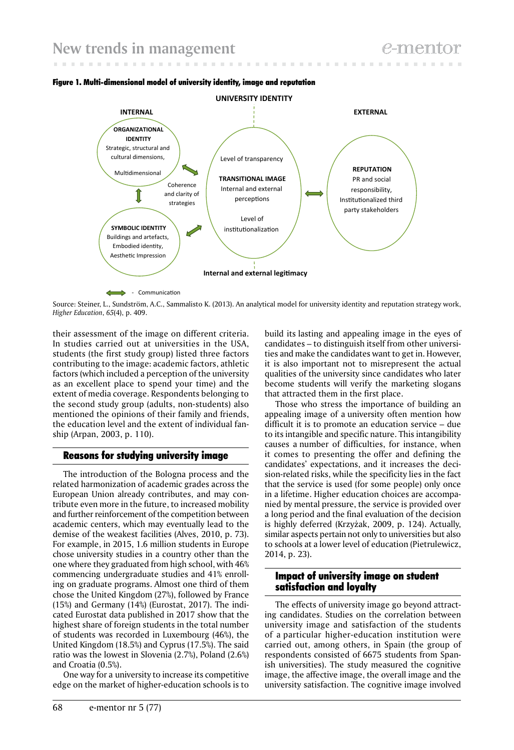**Figure 1. Multi-dimensional model of university identity, image and reputation**

UNIVERSITY IDENTITY

INTERNAL

EXTERNAL

ORGANIZATIONAL IDENTITY
Strategic, structural and cultural dimensions,
Multidimensional

Coherence and clarity of strategies

SYMBOLIC IDENTITY
Buildings and artefacts,
Embodied identity,
Aesthetic Impression

Level of transparency

TRANSITIONAL IMAGE
Internal and external perceptions

Level of institutionalization

REPUTATION
PR and social responsibility,
Institutionalized third party stakeholders

Internal and external legitimacy

↔ - Communication

Source: Steiner, L., Sundström, A.C., Sammalisto K. (2013). An analytical model for university identity and reputation strategy work, *Higher Education*, *65*(4), p. 409.

their assessment of the image on different criteria. In studies carried out at universities in the USA, students (the first study group) listed three factors contributing to the image: academic factors, athletic factors (which included a perception of the university as an excellent place to spend your time) and the extent of media coverage. Respondents belonging to the second study group (adults, non-students) also mentioned the opinions of their family and friends, the education level and the extent of individual fanship (Arpan, 2003, p. 110).

## Reasons for studying university image

The introduction of the Bologna process and the related harmonization of academic grades across the European Union already contributes, and may contribute even more in the future, to increased mobility and further reinforcement of the competition between academic centers, which may eventually lead to the demise of the weakest facilities (Alves, 2010, p. 73). For example, in 2015, 1.6 million students in Europe chose university studies in a country other than the one where they graduated from high school, with 46% commencing undergraduate studies and 41% enrolling on graduate programs. Almost one third of them chose the United Kingdom (27%), followed by France (15%) and Germany (14%) (Eurostat, 2017). The indicated Eurostat data published in 2017 show that the highest share of foreign students in the total number of students was recorded in Luxembourg (46%), the United Kingdom (18.5%) and Cyprus (17.5%). The said ratio was the lowest in Slovenia (2.7%), Poland (2.6%) and Croatia (0.5%).

One way for a university to increase its competitive edge on the market of higher-education schools is to build its lasting and appealing image in the eyes of candidates – to distinguish itself from other universities and make the candidates want to get in. However, it is also important not to misrepresent the actual qualities of the university since candidates who later become students will verify the marketing slogans that attracted them in the first place.

Those who stress the importance of building an appealing image of a university often mention how difficult it is to promote an education service – due to its intangible and specific nature. This intangibility causes a number of difficulties, for instance, when it comes to presenting the offer and defining the candidates' expectations, and it increases the decision-related risks, while the specificity lies in the fact that the service is used (for some people) only once in a lifetime. Higher education choices are accompanied by mental pressure, the service is provided over a long period and the final evaluation of the decision is highly deferred (Krzyżak, 2009, p. 124). Actually, similar aspects pertain not only to universities but also to schools at a lower level of education (Pietrulewicz, 2014, p. 23).

## Impact of university image on student satisfaction and loyalty

The effects of university image go beyond attracting candidates. Studies on the correlation between university image and satisfaction of the students of a particular higher-education institution were carried out, among others, in Spain (the group of respondents consisted of 6675 students from Spanish universities). The study measured the cognitive image, the affective image, the overall image and the university satisfaction. The cognitive image involved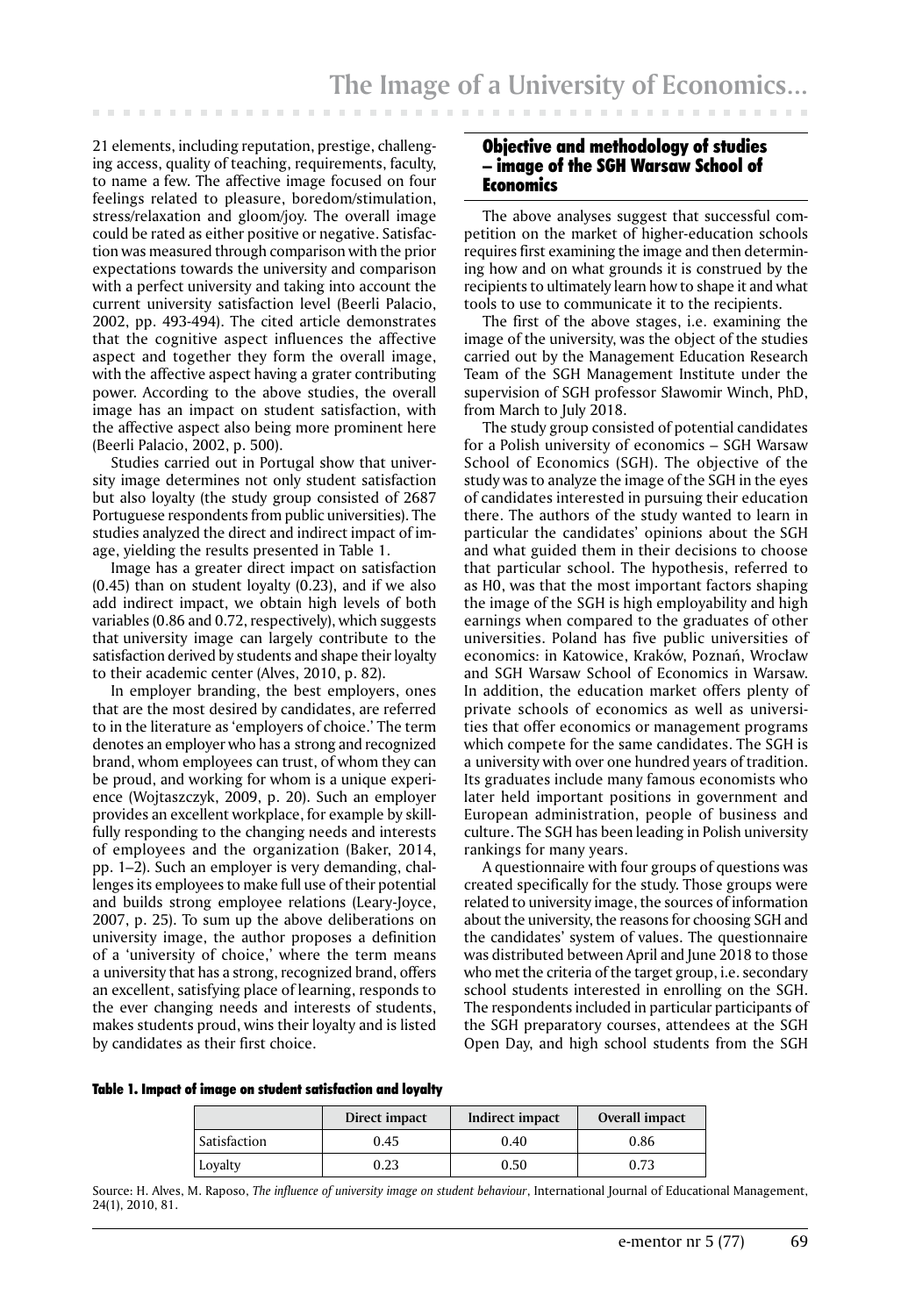21 elements, including reputation, prestige, challenging access, quality of teaching, requirements, faculty, to name a few. The affective image focused on four feelings related to pleasure, boredom/stimulation, stress/relaxation and gloom/joy. The overall image could be rated as either positive or negative. Satisfaction was measured through comparison with the prior expectations towards the university and comparison with a perfect university and taking into account the current university satisfaction level (Beerli Palacio, 2002, pp. 493-494). The cited article demonstrates that the cognitive aspect influences the affective aspect and together they form the overall image, with the affective aspect having a grater contributing power. According to the above studies, the overall image has an impact on student satisfaction, with the affective aspect also being more prominent here (Beerli Palacio, 2002, p. 500).

Studies carried out in Portugal show that university image determines not only student satisfaction but also loyalty (the study group consisted of 2687 Portuguese respondents from public universities). The studies analyzed the direct and indirect impact of image, yielding the results presented in Table 1.

Image has a greater direct impact on satisfaction (0.45) than on student loyalty (0.23), and if we also add indirect impact, we obtain high levels of both variables (0.86 and 0.72, respectively), which suggests that university image can largely contribute to the satisfaction derived by students and shape their loyalty to their academic center (Alves, 2010, p. 82).

In employer branding, the best employers, ones that are the most desired by candidates, are referred to in the literature as 'employers of choice.' The term denotes an employer who has a strong and recognized brand, whom employees can trust, of whom they can be proud, and working for whom is a unique experience (Wojtaszczyk, 2009, p. 20). Such an employer provides an excellent workplace, for example by skillfully responding to the changing needs and interests of employees and the organization (Baker, 2014, pp. 1–2). Such an employer is very demanding, challenges its employees to make full use of their potential and builds strong employee relations (Leary-Joyce, 2007, p. 25). To sum up the above deliberations on university image, the author proposes a definition of a 'university of choice,' where the term means a university that has a strong, recognized brand, offers an excellent, satisfying place of learning, responds to the ever changing needs and interests of students, makes students proud, wins their loyalty and is listed by candidates as their first choice.

## Objective and methodology of studies – image of the SGH Warsaw School of Economics

The above analyses suggest that successful competition on the market of higher-education schools requires first examining the image and then determining how and on what grounds it is construed by the recipients to ultimately learn how to shape it and what tools to use to communicate it to the recipients.

The first of the above stages, i.e. examining the image of the university, was the object of the studies carried out by the Management Education Research Team of the SGH Management Institute under the supervision of SGH professor Sławomir Winch, PhD, from March to July 2018.

The study group consisted of potential candidates for a Polish university of economics – SGH Warsaw School of Economics (SGH). The objective of the study was to analyze the image of the SGH in the eyes of candidates interested in pursuing their education there. The authors of the study wanted to learn in particular the candidates' opinions about the SGH and what guided them in their decisions to choose that particular school. The hypothesis, referred to as H0, was that the most important factors shaping the image of the SGH is high employability and high earnings when compared to the graduates of other universities. Poland has five public universities of economics: in Katowice, Kraków, Poznań, Wrocław and SGH Warsaw School of Economics in Warsaw. In addition, the education market offers plenty of private schools of economics as well as universities that offer economics or management programs which compete for the same candidates. The SGH is a university with over one hundred years of tradition. Its graduates include many famous economists who later held important positions in government and European administration, people of business and culture. The SGH has been leading in Polish university rankings for many years.

A questionnaire with four groups of questions was created specifically for the study. Those groups were related to university image, the sources of information about the university, the reasons for choosing SGH and the candidates' system of values. The questionnaire was distributed between April and June 2018 to those who met the criteria of the target group, i.e. secondary school students interested in enrolling on the SGH. The respondents included in particular participants of the SGH preparatory courses, attendees at the SGH Open Day, and high school students from the SGH

**Table 1. Impact of image on student satisfaction and loyalty**

| | Direct impact | Indirect impact | Overall impact |
|---|---|---|---|
| Satisfaction | 0.45 | 0.40 | 0.86 |
| Loyalty | 0.23 | 0.50 | 0.73 |

Source: H. Alves, M. Raposo, *The influence of university image on student behaviour*, International Journal of Educational Management, 24(1), 2010, 81.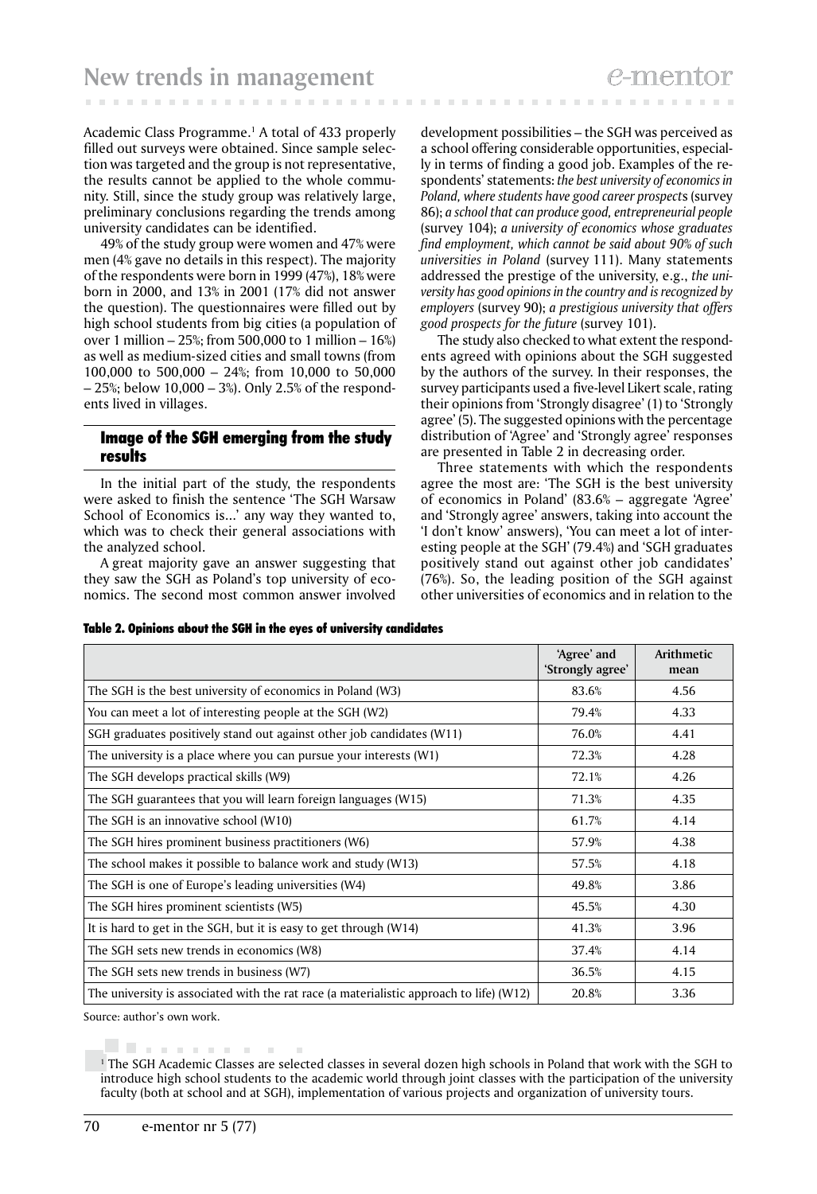Academic Class Programme.[1] A total of 433 properly filled out surveys were obtained. Since sample selection was targeted and the group is not representative, the results cannot be applied to the whole community. Still, since the study group was relatively large, preliminary conclusions regarding the trends among university candidates can be identified.

49% of the study group were women and 47% were men (4% gave no details in this respect). The majority of the respondents were born in 1999 (47%), 18% were born in 2000, and 13% in 2001 (17% did not answer the question). The questionnaires were filled out by high school students from big cities (a population of over 1 million – 25%; from 500,000 to 1 million – 16%) as well as medium-sized cities and small towns (from 100,000 to 500,000 – 24%; from 10,000 to 50,000 – 25%; below 10,000 – 3%). Only 2.5% of the respondents lived in villages.

## Image of the SGH emerging from the study results

In the initial part of the study, the respondents were asked to finish the sentence 'The SGH Warsaw School of Economics is...' any way they wanted to, which was to check their general associations with the analyzed school.

A great majority gave an answer suggesting that they saw the SGH as Poland's top university of economics. The second most common answer involved development possibilities – the SGH was perceived as a school offering considerable opportunities, especially in terms of finding a good job. Examples of the respondents' statements: *the best university of economics in Poland, where students have good career prospects* (survey 86); *a school that can produce good, entrepreneurial people* (survey 104); *a university of economics whose graduates find employment, which cannot be said about 90% of such universities in Poland* (survey 111). Many statements addressed the prestige of the university, e.g., *the university has good opinions in the country and is recognized by employers* (survey 90); *a prestigious university that offers good prospects for the future* (survey 101).

The study also checked to what extent the respondents agreed with opinions about the SGH suggested by the authors of the survey. In their responses, the survey participants used a five-level Likert scale, rating their opinions from 'Strongly disagree' (1) to 'Strongly agree' (5). The suggested opinions with the percentage distribution of 'Agree' and 'Strongly agree' responses are presented in Table 2 in decreasing order.

Three statements with which the respondents agree the most are: 'The SGH is the best university of economics in Poland' (83.6% – aggregate 'Agree' and 'Strongly agree' answers, taking into account the 'I don't know' answers), 'You can meet a lot of interesting people at the SGH' (79.4%) and 'SGH graduates positively stand out against other job candidates' (76%). So, the leading position of the SGH against other universities of economics and in relation to the

**Table 2. Opinions about the SGH in the eyes of university candidates**

| | 'Agree' and 'Strongly agree' | Arithmetic mean |
|---|---|---|
| The SGH is the best university of economics in Poland (W3) | 83.6% | 4.56 |
| You can meet a lot of interesting people at the SGH (W2) | 79.4% | 4.33 |
| SGH graduates positively stand out against other job candidates (W11) | 76.0% | 4.41 |
| The university is a place where you can pursue your interests (W1) | 72.3% | 4.28 |
| The SGH develops practical skills (W9) | 72.1% | 4.26 |
| The SGH guarantees that you will learn foreign languages (W15) | 71.3% | 4.35 |
| The SGH is an innovative school (W10) | 61.7% | 4.14 |
| The SGH hires prominent business practitioners (W6) | 57.9% | 4.38 |
| The school makes it possible to balance work and study (W13) | 57.5% | 4.18 |
| The SGH is one of Europe's leading universities (W4) | 49.8% | 3.86 |
| The SGH hires prominent scientists (W5) | 45.5% | 4.30 |
| It is hard to get in the SGH, but it is easy to get through (W14) | 41.3% | 3.96 |
| The SGH sets new trends in economics (W8) | 37.4% | 4.14 |
| The SGH sets new trends in business (W7) | 36.5% | 4.15 |
| The university is associated with the rat race (a materialistic approach to life) (W12) | 20.8% | 3.36 |

Source: author's own work.

[1] The SGH Academic Classes are selected classes in several dozen high schools in Poland that work with the SGH to introduce high school students to the academic world through joint classes with the participation of the university faculty (both at school and at SGH), implementation of various projects and organization of university tours.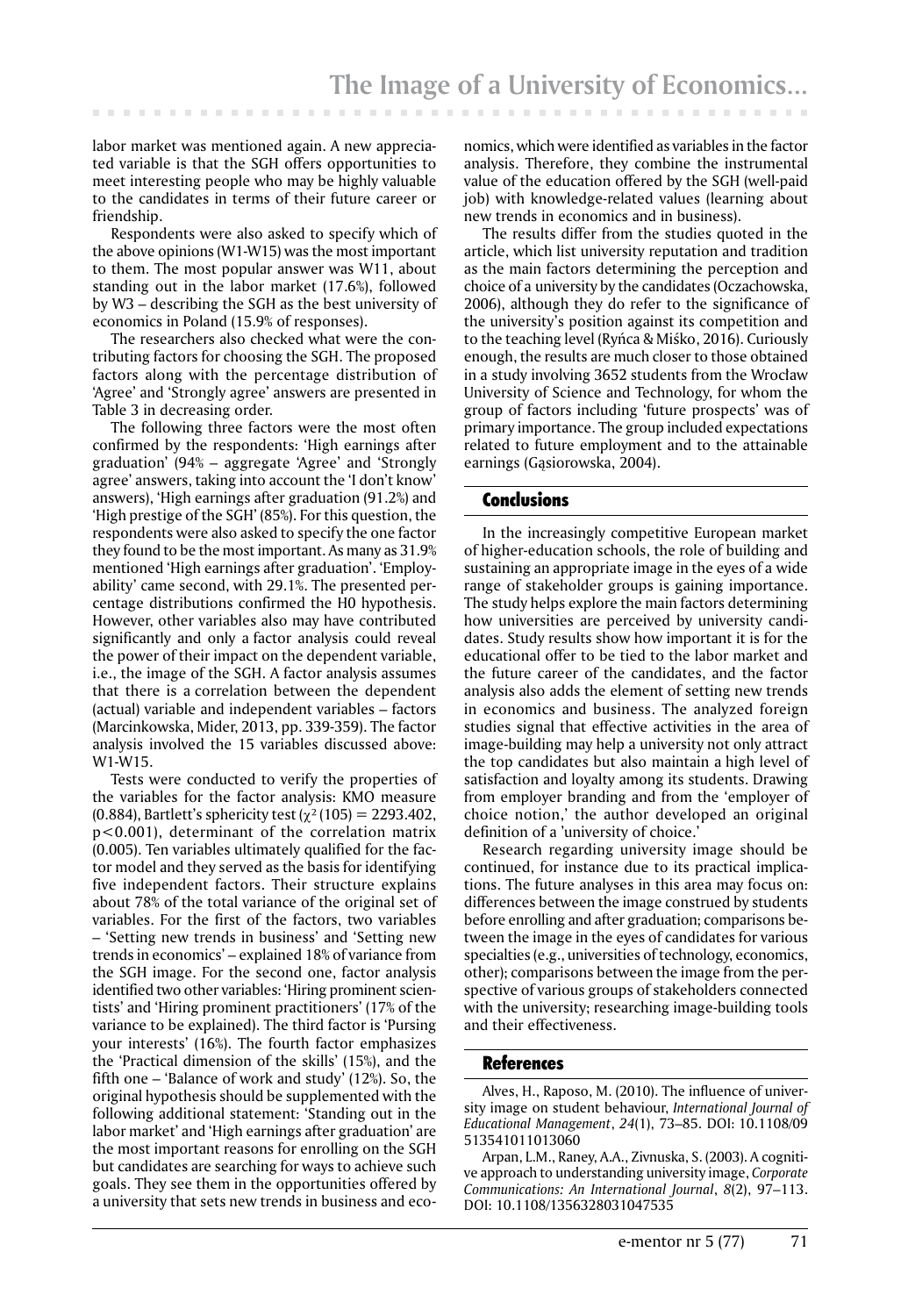labor market was mentioned again. A new appreciated variable is that the SGH offers opportunities to meet interesting people who may be highly valuable to the candidates in terms of their future career or friendship.

Respondents were also asked to specify which of the above opinions (W1-W15) was the most important to them. The most popular answer was W11, about standing out in the labor market (17.6%), followed by W3 – describing the SGH as the best university of economics in Poland (15.9% of responses).

The researchers also checked what were the contributing factors for choosing the SGH. The proposed factors along with the percentage distribution of 'Agree' and 'Strongly agree' answers are presented in Table 3 in decreasing order.

The following three factors were the most often confirmed by the respondents: 'High earnings after graduation' (94% – aggregate 'Agree' and 'Strongly agree' answers, taking into account the 'I don't know' answers), 'High earnings after graduation' (91.2%) and 'High prestige of the SGH' (85%). For this question, the respondents were also asked to specify the one factor they found to be the most important. As many as 31.9% mentioned 'High earnings after graduation'. 'Employability' came second, with 29.1%. The presented percentage distributions confirmed the H0 hypothesis. However, other variables also may have contributed significantly and only a factor analysis could reveal the power of their impact on the dependent variable, i.e., the image of the SGH. A factor analysis assumes that there is a correlation between the dependent (actual) variable and independent variables – factors (Marcinkowska, Mider, 2013, pp. 339-359). The factor analysis involved the 15 variables discussed above: W1-W15.

Tests were conducted to verify the properties of the variables for the factor analysis: KMO measure (0.884), Bartlett's sphericity test ($\chi^2(105) = 2293.402$, $p<0.001$), determinant of the correlation matrix (0.005). Ten variables ultimately qualified for the factor model and they served as the basis for identifying five independent factors. Their structure explains about 78% of the total variance of the original set of variables. For the first of the factors, two variables – 'Setting new trends in business' and 'Setting new trends in economics' – explained 18% of variance from the SGH image. For the second one, factor analysis identified two other variables: 'Hiring prominent scientists' and 'Hiring prominent practitioners' (17% of the variance to be explained). The third factor is 'Pursing your interests' (16%). The fourth factor emphasizes the 'Practical dimension of the skills' (15%), and the fifth one – 'Balance of work and study' (12%). So, the original hypothesis should be supplemented with the following additional statement: 'Standing out in the labor market' and 'High earnings after graduation' are the most important reasons for enrolling on the SGH but candidates are searching for ways to achieve such goals. They see them in the opportunities offered by a university that sets new trends in business and economics, which were identified as variables in the factor analysis. Therefore, they combine the instrumental value of the education offered by the SGH (well-paid job) with knowledge-related values (learning about new trends in economics and in business).

The results differ from the studies quoted in the article, which list university reputation and tradition as the main factors determining the perception and choice of a university by the candidates (Oczachowska, 2006), although they do refer to the significance of the university's position against its competition and to the teaching level (Ryńca & Miśko, 2016). Curiously enough, the results are much closer to those obtained in a study involving 3652 students from the Wrocław University of Science and Technology, for whom the group of factors including 'future prospects' was of primary importance. The group included expectations related to future employment and to the attainable earnings (Gąsiorowska, 2004).

## Conclusions

In the increasingly competitive European market of higher-education schools, the role of building and sustaining an appropriate image in the eyes of a wide range of stakeholder groups is gaining importance. The study helps explore the main factors determining how universities are perceived by university candidates. Study results show how important it is for the educational offer to be tied to the labor market and the future career of the candidates, and the factor analysis also adds the element of setting new trends in economics and business. The analyzed foreign studies signal that effective activities in the area of image-building may help a university not only attract the top candidates but also maintain a high level of satisfaction and loyalty among its students. Drawing from employer branding and from the 'employer of choice notion,' the author developed an original definition of a 'university of choice.'

Research regarding university image should be continued, for instance due to its practical implications. The future analyses in this area may focus on: differences between the image construed by students before enrolling and after graduation; comparisons between the image in the eyes of candidates for various specialties (e.g., universities of technology, economics, other); comparisons between the image from the perspective of various groups of stakeholders connected with the university; researching image-building tools and their effectiveness.

## References

Alves, H., Raposo, M. (2010). The influence of university image on student behaviour, *International Journal of Educational Management*, *24*(1), 73–85. DOI: 10.1108/09513541011013060

Arpan, L.M., Raney, A.A., Zivnuska, S. (2003). A cognitive approach to understanding university image, *Corporate Communications: An International Journal*, *8*(2), 97–113. DOI: 10.1108/1356328031047535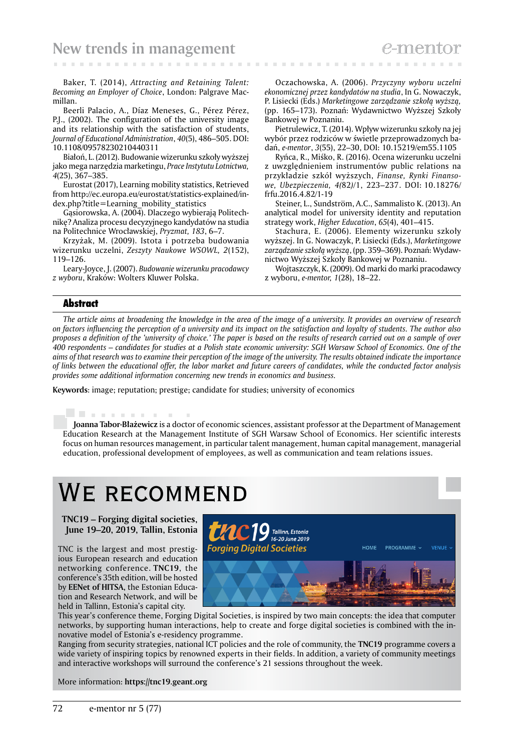Baker, T. (2014), *Attracting and Retaining Talent: Becoming an Employer of Choice*, London: Palgrave Macmillan.

Beerli Palacio, A., Díaz Meneses, G., Pérez Pérez, P.J., (2002). The configuration of the university image and its relationship with the satisfaction of students, *Journal of Educational Administration*, *40*(5), 486–505. DOI: 10.1108/09578230210440311

Białoń, L. (2012). Budowanie wizerunku szkoły wyższej jako mega narzędzia marketingu, *Prace Instytutu Lotnictwa, 4*(25), 367–385.

Eurostat (2017), Learning mobility statistics, Retrieved from http://ec.europa.eu/eurostat/statistics-explained/index.php?title=Learning_mobility_statistics

Gąsiorowska, A. (2004). Dlaczego wybierają Politechnikę? Analiza procesu decyzyjnego kandydatów na studia na Politechnice Wrocławskiej, *Pryzmat, 183*, 6–7.

Krzyżak, M. (2009). Istota i potrzeba budowania wizerunku uczelni, *Zeszyty Naukowe WSOWL, 2*(152), 119–126.

Leary-Joyce, J. (2007). *Budowanie wizerunku pracodawcy z wyboru*, Kraków: Wolters Kluwer Polska.

Oczachowska, A. (2006). *Przyczyny wyboru uczelni ekonomicznej przez kandydatów na studia*, In G. Nowaczyk, P. Lisiecki (Eds.) *Marketingowe zarządzanie szkołą wyższą*, (pp. 165–173). Poznań: Wydawnictwo Wyższej Szkoły Bankowej w Poznaniu.

Pietrulewicz, T. (2014). Wpływ wizerunku szkoły na jej wybór przez rodziców w świetle przeprowadzonych badań, *e-mentor*, *3*(55), 22–30, DOI: 10.15219/em55.1105

Ryńca, R., Miśko, R. (2016). Ocena wizerunku uczelni z uwzględnieniem instrumentów public relations na przykładzie szkół wyższych, *Finanse, Rynki Finansowe, Ubezpieczenia, 4(*82*)*/1, 223–237. DOI: 10.18276/frfu.2016.4.82/1-19

Steiner, L., Sundström, A.C., Sammalisto K. (2013). An analytical model for university identity and reputation strategy work, *Higher Education*, *65*(4), 401–415.

Stachura, E. (2006). Elementy wizerunku szkoły wyższej. In G. Nowaczyk, P. Lisiecki (Eds.), *Marketingowe zarządzanie szkołą wyższą*, (pp. 359–369). Poznań: Wydawnictwo Wyższej Szkoły Bankowej w Poznaniu.

Wojtaszczyk, K. (2009). Od marki do marki pracodawcy z wyboru, *e-mentor, 1*(28), 18–22.

## Abstract

*The article aims at broadening the knowledge in the area of the image of a university. It provides an overview of research on factors influencing the perception of a university and its impact on the satisfaction and loyalty of students. The author also proposes a definition of the 'university of choice.' The paper is based on the results of research carried out on a sample of over 400 respondents – candidates for studies at a Polish state economic university: SGH Warsaw School of Economics. One of the aims of that research was to examine their perception of the image of the university. The results obtained indicate the importance of links between the educational offer, the labor market and future careers of candidates, while the conducted factor analysis provides some additional information concerning new trends in economics and business.*

**Keywords**: image; reputation; prestige; candidate for studies; university of economics

**Joanna Tabor-Błażewicz** is a doctor of economic sciences, assistant professor at the Department of Management Education Research at the Management Institute of SGH Warsaw School of Economics. Her scientific interests focus on human resources management, in particular talent management, human capital management, managerial education, professional development of employees, as well as communication and team relations issues.

# We recommend

**TNC19 – Forging digital societies, June 19–20, 2019, Tallin, Estonia**

TNC is the largest and most prestigious European research and education networking conference. **TNC19**, the conference's 35th edition, will be hosted by **EENet of HITSA**, the Estonian Education and Research Network, and will be held in Tallinn, Estonia's capital city.

This year's conference theme, Forging Digital Societies, is inspired by two main concepts: the idea that computer networks, by supporting human interactions, help to create and forge digital societies is combined with the innovative model of Estonia's e-residency programme.

Ranging from security strategies, national ICT policies and the role of community, the **TNC19** programme covers a wide variety of inspiring topics by renowned experts in their fields. In addition, a variety of community meetings and interactive workshops will surround the conference's 21 sessions throughout the week.

More information: **https://tnc19.geant.org**